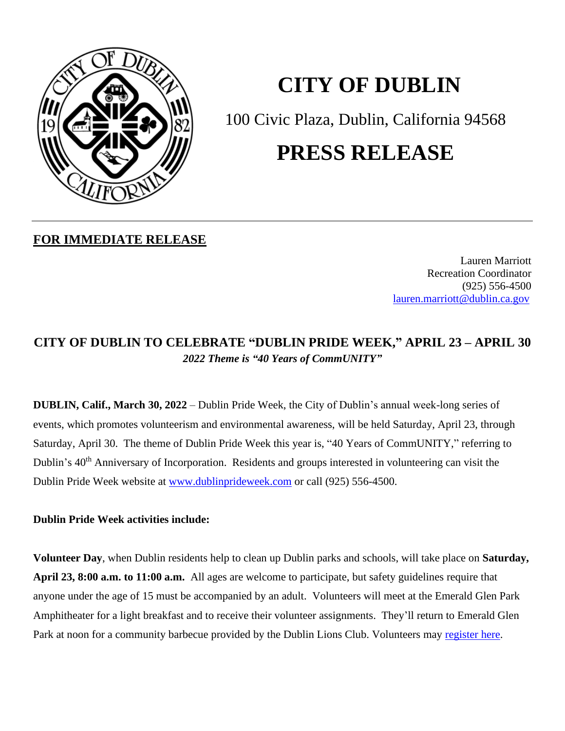# CITY OF DUBLIN

100 Civic Plaza, Dublin, California 94568

# PRESS RELEASE

---

**FOR IMMEDIATE RELEASE**

Lauren Marriott
Recreation Coordinator
(925) 556-4500
lauren.marriott@dublin.ca.gov

## CITY OF DUBLIN TO CELEBRATE "DUBLIN PRIDE WEEK," APRIL 23 – APRIL 30

***2022 Theme is "40 Years of CommUNITY"***

**DUBLIN, Calif., March 30, 2022** – Dublin Pride Week, the City of Dublin's annual week-long series of events, which promotes volunteerism and environmental awareness, will be held Saturday, April 23, through Saturday, April 30. The theme of Dublin Pride Week this year is, "40 Years of CommUNITY," referring to Dublin's 40th Anniversary of Incorporation. Residents and groups interested in volunteering can visit the Dublin Pride Week website at www.dublinprideweek.com or call (925) 556-4500.

**Dublin Pride Week activities include:**

**Volunteer Day**, when Dublin residents help to clean up Dublin parks and schools, will take place on **Saturday, April 23, 8:00 a.m. to 11:00 a.m.** All ages are welcome to participate, but safety guidelines require that anyone under the age of 15 must be accompanied by an adult. Volunteers will meet at the Emerald Glen Park Amphitheater for a light breakfast and to receive their volunteer assignments. They'll return to Emerald Glen Park at noon for a community barbecue provided by the Dublin Lions Club. Volunteers may register here.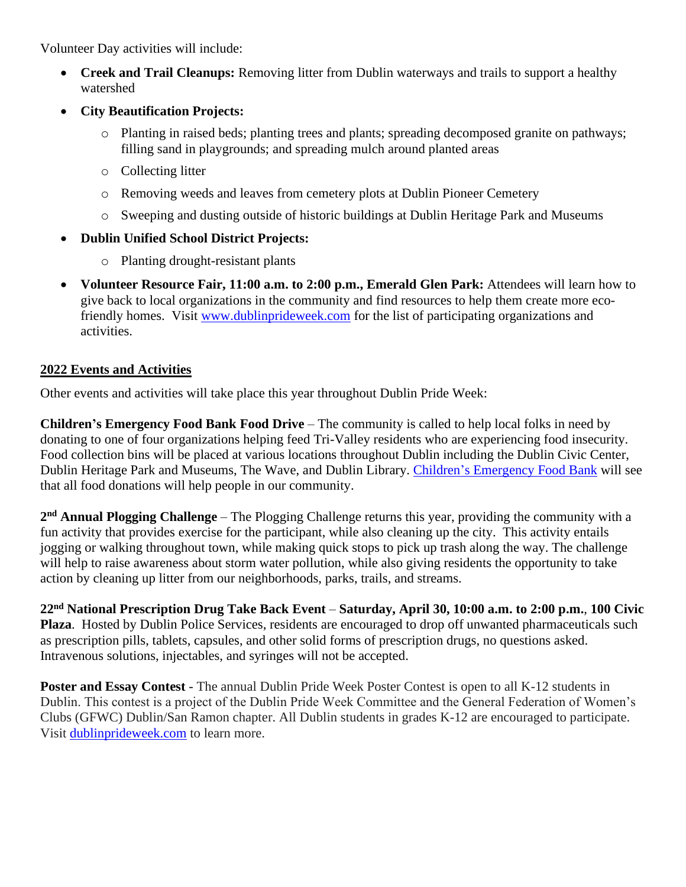Volunteer Day activities will include:

- **Creek and Trail Cleanups:** Removing litter from Dublin waterways and trails to support a healthy watershed
- **City Beautification Projects:**
  - Planting in raised beds; planting trees and plants; spreading decomposed granite on pathways; filling sand in playgrounds; and spreading mulch around planted areas
  - Collecting litter
  - Removing weeds and leaves from cemetery plots at Dublin Pioneer Cemetery
  - Sweeping and dusting outside of historic buildings at Dublin Heritage Park and Museums
- **Dublin Unified School District Projects:**
  - Planting drought-resistant plants
- **Volunteer Resource Fair, 11:00 a.m. to 2:00 p.m., Emerald Glen Park:** Attendees will learn how to give back to local organizations in the community and find resources to help them create more eco-friendly homes. Visit [www.dublinprideweek.com](www.dublinprideweek.com) for the list of participating organizations and activities.

## 2022 Events and Activities

Other events and activities will take place this year throughout Dublin Pride Week:

**Children's Emergency Food Bank Food Drive** – The community is called to help local folks in need by donating to one of four organizations helping feed Tri-Valley residents who are experiencing food insecurity. Food collection bins will be placed at various locations throughout Dublin including the Dublin Civic Center, Dublin Heritage Park and Museums, The Wave, and Dublin Library. Children's Emergency Food Bank will see that all food donations will help people in our community.

**2nd Annual Plogging Challenge** – The Plogging Challenge returns this year, providing the community with a fun activity that provides exercise for the participant, while also cleaning up the city. This activity entails jogging or walking throughout town, while making quick stops to pick up trash along the way. The challenge will help to raise awareness about storm water pollution, while also giving residents the opportunity to take action by cleaning up litter from our neighborhoods, parks, trails, and streams.

**22nd National Prescription Drug Take Back Event** – **Saturday, April 30, 10:00 a.m. to 2:00 p.m.**, **100 Civic Plaza**. Hosted by Dublin Police Services, residents are encouraged to drop off unwanted pharmaceuticals such as prescription pills, tablets, capsules, and other solid forms of prescription drugs, no questions asked. Intravenous solutions, injectables, and syringes will not be accepted.

**Poster and Essay Contest** - The annual Dublin Pride Week Poster Contest is open to all K-12 students in Dublin. This contest is a project of the Dublin Pride Week Committee and the General Federation of Women's Clubs (GFWC) Dublin/San Ramon chapter. All Dublin students in grades K-12 are encouraged to participate. Visit [dublinprideweek.com](dublinprideweek.com) to learn more.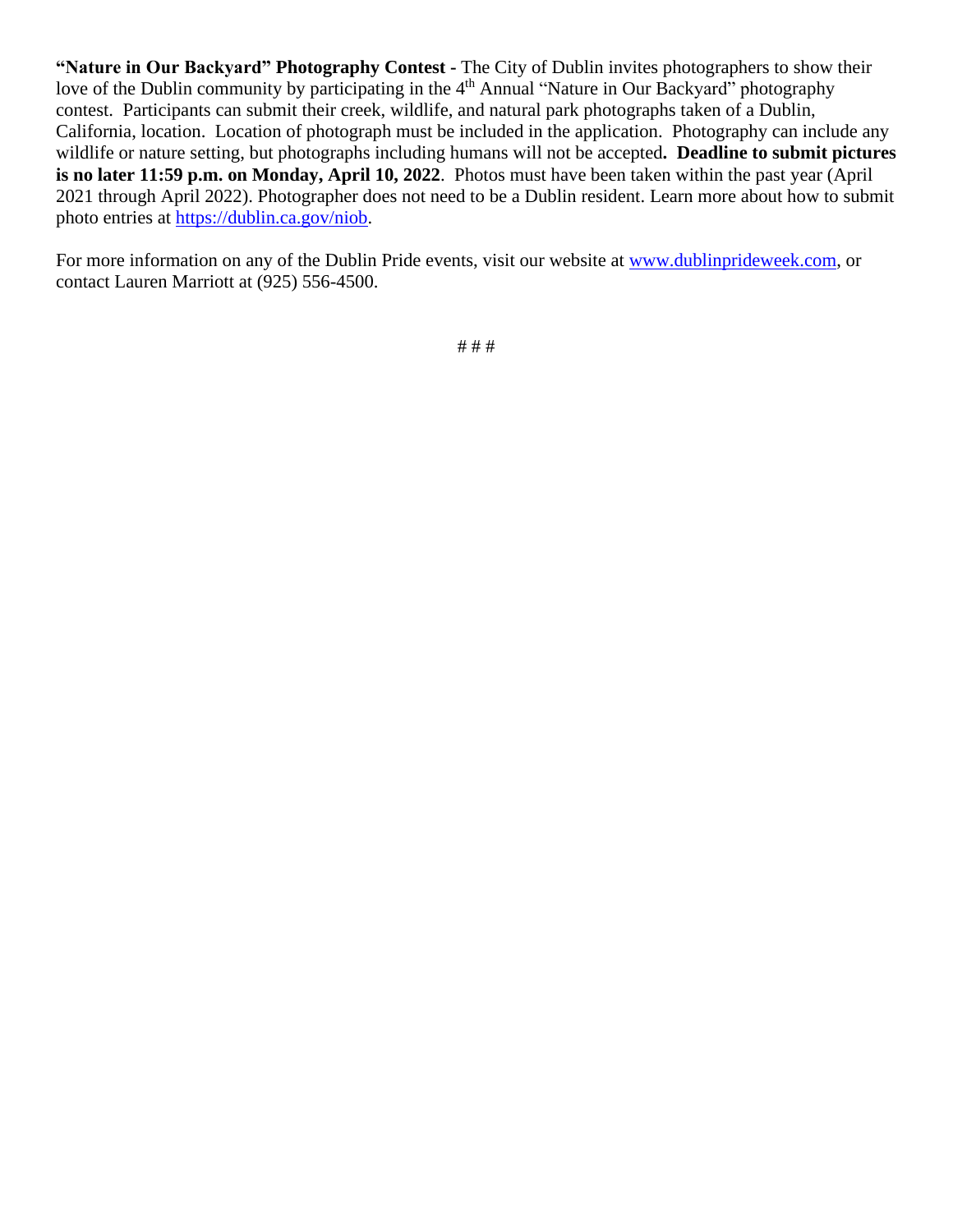**"Nature in Our Backyard" Photography Contest -** The City of Dublin invites photographers to show their love of the Dublin community by participating in the 4th Annual "Nature in Our Backyard" photography contest. Participants can submit their creek, wildlife, and natural park photographs taken of a Dublin, California, location. Location of photograph must be included in the application. Photography can include any wildlife or nature setting, but photographs including humans will not be accepted**. Deadline to submit pictures is no later 11:59 p.m. on Monday, April 10, 2022**. Photos must have been taken within the past year (April 2021 through April 2022). Photographer does not need to be a Dublin resident. Learn more about how to submit photo entries at https://dublin.ca.gov/niob.

For more information on any of the Dublin Pride events, visit our website at www.dublinprideweek.com, or contact Lauren Marriott at (925) 556-4500.

# # #